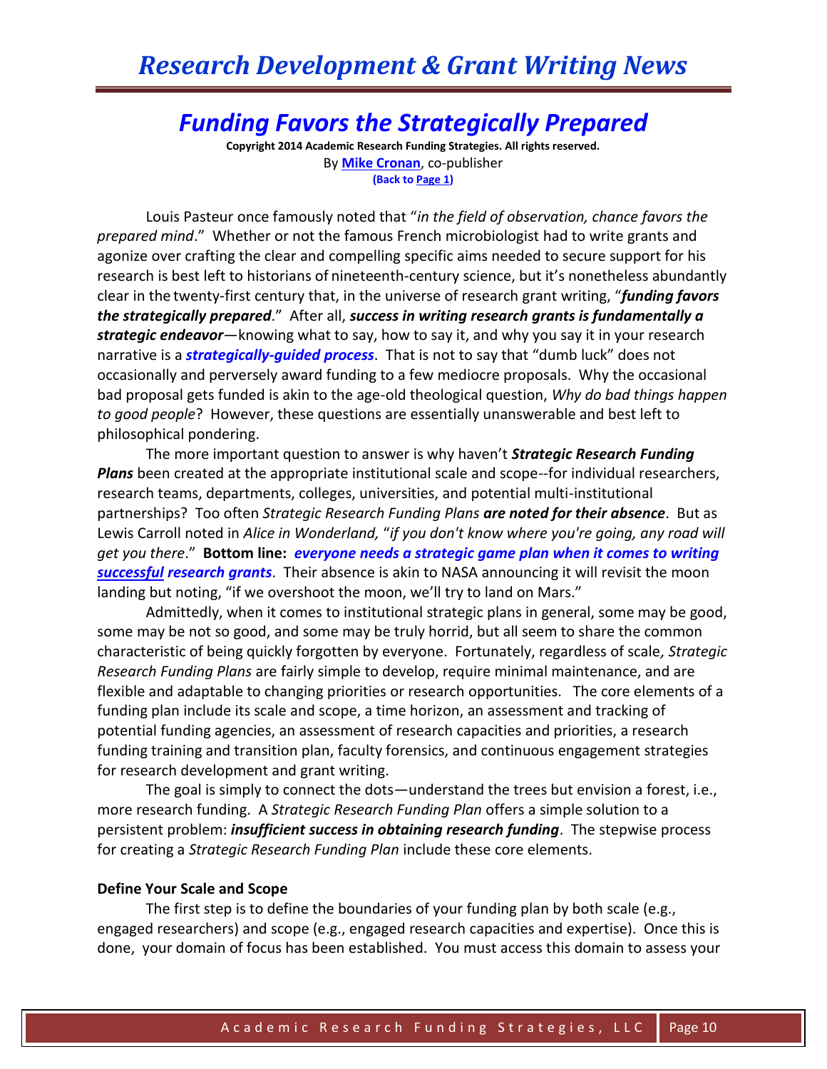# Funding Favors the Strategically Prepared

**Copyright 2014 Academic Research Funding Strategies. All rights reserved.**

By **Mike Cronan**, co-publisher

**(Back to Page 1)**

Louis Pasteur once famously noted that "*in the field of observation, chance favors the prepared mind*." Whether or not the famous French microbiologist had to write grants and agonize over crafting the clear and compelling specific aims needed to secure support for his research is best left to historians of nineteenth-century science, but it's nonetheless abundantly clear in the twenty-first century that, in the universe of research grant writing, "***funding favors the strategically prepared***." After all, ***success in writing research grants is fundamentally a strategic endeavor***—knowing what to say, how to say it, and why you say it in your research narrative is a ***strategically-guided process***. That is not to say that "dumb luck" does not occasionally and perversely award funding to a few mediocre proposals. Why the occasional bad proposal gets funded is akin to the age-old theological question, *Why do bad things happen to good people*? However, these questions are essentially unanswerable and best left to philosophical pondering.

The more important question to answer is why haven't ***Strategic Research Funding Plans*** been created at the appropriate institutional scale and scope--for individual researchers, research teams, departments, colleges, universities, and potential multi-institutional partnerships? Too often *Strategic Research Funding Plans* ***are noted for their absence***. But as Lewis Carroll noted in *Alice in Wonderland,* "*if you don't know where you're going, any road will get you there*." **Bottom line:** ***everyone needs a strategic game plan when it comes to writing successful research grants***. Their absence is akin to NASA announcing it will revisit the moon landing but noting, "if we overshoot the moon, we'll try to land on Mars."

Admittedly, when it comes to institutional strategic plans in general, some may be good, some may be not so good, and some may be truly horrid, but all seem to share the common characteristic of being quickly forgotten by everyone. Fortunately, regardless of scale*, Strategic Research Funding Plans* are fairly simple to develop, require minimal maintenance, and are flexible and adaptable to changing priorities or research opportunities. The core elements of a funding plan include its scale and scope, a time horizon, an assessment and tracking of potential funding agencies, an assessment of research capacities and priorities, a research funding training and transition plan, faculty forensics, and continuous engagement strategies for research development and grant writing.

The goal is simply to connect the dots—understand the trees but envision a forest, i.e., more research funding. A *Strategic Research Funding Plan* offers a simple solution to a persistent problem: ***insufficient success in obtaining research funding***. The stepwise process for creating a *Strategic Research Funding Plan* include these core elements.

### Define Your Scale and Scope

The first step is to define the boundaries of your funding plan by both scale (e.g., engaged researchers) and scope (e.g., engaged research capacities and expertise). Once this is done, your domain of focus has been established. You must access this domain to assess your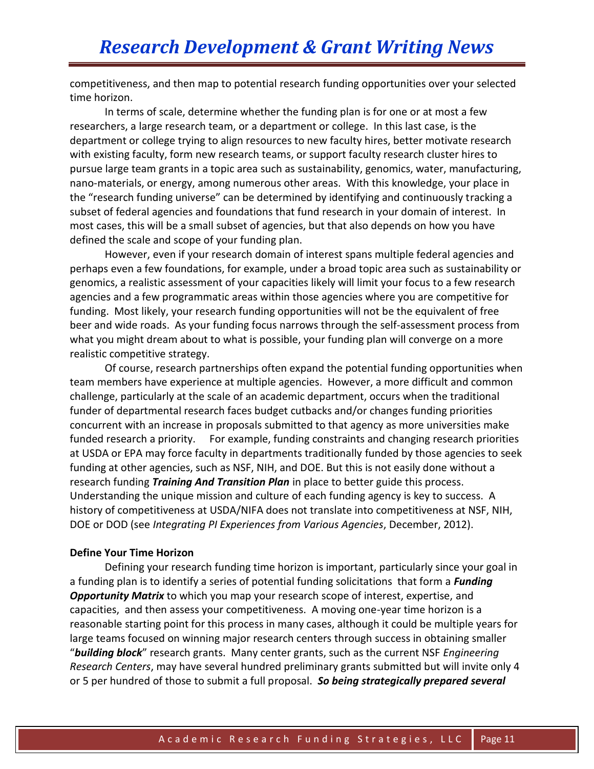competitiveness, and then map to potential research funding opportunities over your selected time horizon.

In terms of scale, determine whether the funding plan is for one or at most a few researchers, a large research team, or a department or college. In this last case, is the department or college trying to align resources to new faculty hires, better motivate research with existing faculty, form new research teams, or support faculty research cluster hires to pursue large team grants in a topic area such as sustainability, genomics, water, manufacturing, nano-materials, or energy, among numerous other areas. With this knowledge, your place in the "research funding universe" can be determined by identifying and continuously tracking a subset of federal agencies and foundations that fund research in your domain of interest. In most cases, this will be a small subset of agencies, but that also depends on how you have defined the scale and scope of your funding plan.

However, even if your research domain of interest spans multiple federal agencies and perhaps even a few foundations, for example, under a broad topic area such as sustainability or genomics, a realistic assessment of your capacities likely will limit your focus to a few research agencies and a few programmatic areas within those agencies where you are competitive for funding. Most likely, your research funding opportunities will not be the equivalent of free beer and wide roads. As your funding focus narrows through the self-assessment process from what you might dream about to what is possible, your funding plan will converge on a more realistic competitive strategy.

Of course, research partnerships often expand the potential funding opportunities when team members have experience at multiple agencies. However, a more difficult and common challenge, particularly at the scale of an academic department, occurs when the traditional funder of departmental research faces budget cutbacks and/or changes funding priorities concurrent with an increase in proposals submitted to that agency as more universities make funded research a priority. For example, funding constraints and changing research priorities at USDA or EPA may force faculty in departments traditionally funded by those agencies to seek funding at other agencies, such as NSF, NIH, and DOE. But this is not easily done without a research funding ***Training And Transition Plan*** in place to better guide this process. Understanding the unique mission and culture of each funding agency is key to success. A history of competitiveness at USDA/NIFA does not translate into competitiveness at NSF, NIH, DOE or DOD (see *Integrating PI Experiences from Various Agencies*, December, 2012).

**Define Your Time Horizon**

Defining your research funding time horizon is important, particularly since your goal in a funding plan is to identify a series of potential funding solicitations that form a ***Funding Opportunity Matrix*** to which you map your research scope of interest, expertise, and capacities, and then assess your competitiveness. A moving one-year time horizon is a reasonable starting point for this process in many cases, although it could be multiple years for large teams focused on winning major research centers through success in obtaining smaller "***building block***" research grants. Many center grants, such as the current NSF *Engineering Research Centers*, may have several hundred preliminary grants submitted but will invite only 4 or 5 per hundred of those to submit a full proposal. ***So being strategically prepared several***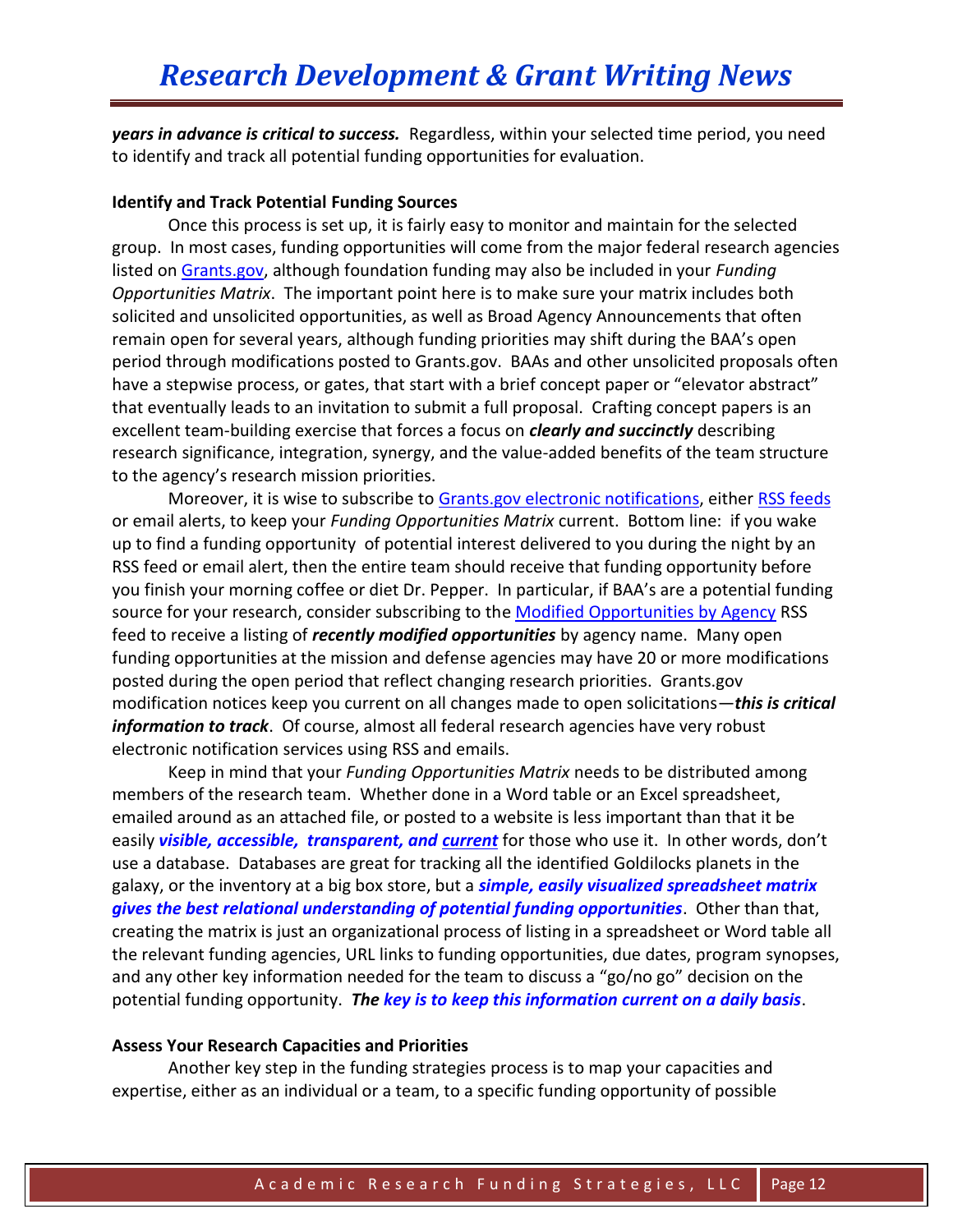***years in advance is critical to success.*** Regardless, within your selected time period, you need to identify and track all potential funding opportunities for evaluation.

**Identify and Track Potential Funding Sources**

Once this process is set up, it is fairly easy to monitor and maintain for the selected group. In most cases, funding opportunities will come from the major federal research agencies listed on Grants.gov, although foundation funding may also be included in your *Funding Opportunities Matrix*. The important point here is to make sure your matrix includes both solicited and unsolicited opportunities, as well as Broad Agency Announcements that often remain open for several years, although funding priorities may shift during the BAA's open period through modifications posted to Grants.gov. BAAs and other unsolicited proposals often have a stepwise process, or gates, that start with a brief concept paper or "elevator abstract" that eventually leads to an invitation to submit a full proposal. Crafting concept papers is an excellent team-building exercise that forces a focus on ***clearly and succinctly*** describing research significance, integration, synergy, and the value-added benefits of the team structure to the agency's research mission priorities.

Moreover, it is wise to subscribe to Grants.gov electronic notifications, either RSS feeds or email alerts, to keep your *Funding Opportunities Matrix* current. Bottom line: if you wake up to find a funding opportunity of potential interest delivered to you during the night by an RSS feed or email alert, then the entire team should receive that funding opportunity before you finish your morning coffee or diet Dr. Pepper. In particular, if BAA's are a potential funding source for your research, consider subscribing to the Modified Opportunities by Agency RSS feed to receive a listing of ***recently modified opportunities*** by agency name. Many open funding opportunities at the mission and defense agencies may have 20 or more modifications posted during the open period that reflect changing research priorities. Grants.gov modification notices keep you current on all changes made to open solicitations—***this is critical information to track***. Of course, almost all federal research agencies have very robust electronic notification services using RSS and emails.

Keep in mind that your *Funding Opportunities Matrix* needs to be distributed among members of the research team. Whether done in a Word table or an Excel spreadsheet, emailed around as an attached file, or posted to a website is less important than that it be easily ***visible, accessible, transparent, and current*** for those who use it. In other words, don't use a database. Databases are great for tracking all the identified Goldilocks planets in the galaxy, or the inventory at a big box store, but a ***simple, easily visualized spreadsheet matrix gives the best relational understanding of potential funding opportunities***. Other than that, creating the matrix is just an organizational process of listing in a spreadsheet or Word table all the relevant funding agencies, URL links to funding opportunities, due dates, program synopses, and any other key information needed for the team to discuss a "go/no go" decision on the potential funding opportunity. ***The key is to keep this information current on a daily basis***.

**Assess Your Research Capacities and Priorities**

Another key step in the funding strategies process is to map your capacities and expertise, either as an individual or a team, to a specific funding opportunity of possible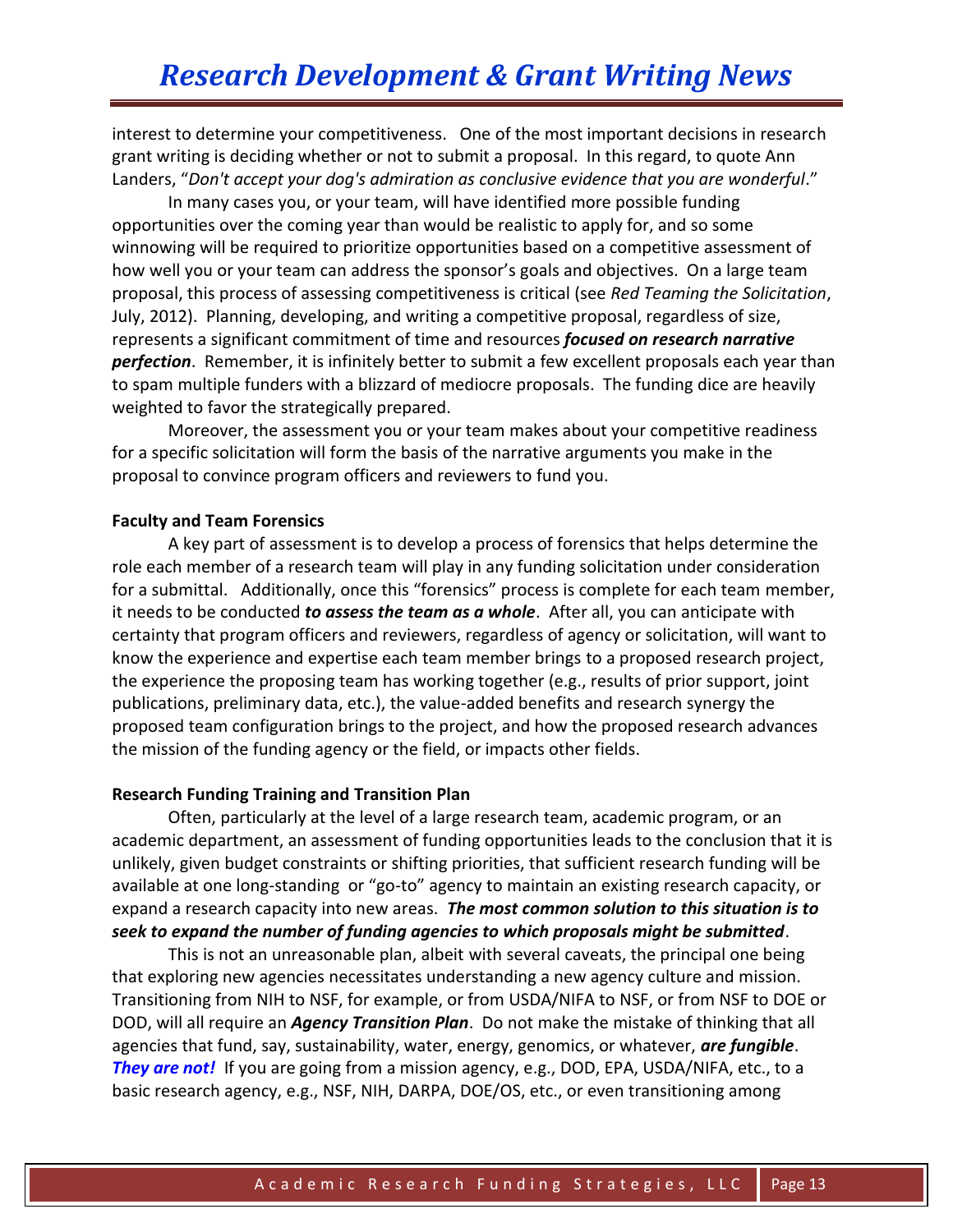interest to determine your competitiveness. One of the most important decisions in research grant writing is deciding whether or not to submit a proposal. In this regard, to quote Ann Landers, "*Don't accept your dog's admiration as conclusive evidence that you are wonderful*."

In many cases you, or your team, will have identified more possible funding opportunities over the coming year than would be realistic to apply for, and so some winnowing will be required to prioritize opportunities based on a competitive assessment of how well you or your team can address the sponsor's goals and objectives. On a large team proposal, this process of assessing competitiveness is critical (see *Red Teaming the Solicitation*, July, 2012). Planning, developing, and writing a competitive proposal, regardless of size, represents a significant commitment of time and resources ***focused on research narrative perfection***. Remember, it is infinitely better to submit a few excellent proposals each year than to spam multiple funders with a blizzard of mediocre proposals. The funding dice are heavily weighted to favor the strategically prepared.

Moreover, the assessment you or your team makes about your competitive readiness for a specific solicitation will form the basis of the narrative arguments you make in the proposal to convince program officers and reviewers to fund you.

**Faculty and Team Forensics**

A key part of assessment is to develop a process of forensics that helps determine the role each member of a research team will play in any funding solicitation under consideration for a submittal. Additionally, once this "forensics" process is complete for each team member, it needs to be conducted ***to assess the team as a whole***. After all, you can anticipate with certainty that program officers and reviewers, regardless of agency or solicitation, will want to know the experience and expertise each team member brings to a proposed research project, the experience the proposing team has working together (e.g., results of prior support, joint publications, preliminary data, etc.), the value-added benefits and research synergy the proposed team configuration brings to the project, and how the proposed research advances the mission of the funding agency or the field, or impacts other fields.

**Research Funding Training and Transition Plan**

Often, particularly at the level of a large research team, academic program, or an academic department, an assessment of funding opportunities leads to the conclusion that it is unlikely, given budget constraints or shifting priorities, that sufficient research funding will be available at one long-standing or "go-to" agency to maintain an existing research capacity, or expand a research capacity into new areas. ***The most common solution to this situation is to seek to expand the number of funding agencies to which proposals might be submitted***.

This is not an unreasonable plan, albeit with several caveats, the principal one being that exploring new agencies necessitates understanding a new agency culture and mission. Transitioning from NIH to NSF, for example, or from USDA/NIFA to NSF, or from NSF to DOE or DOD, will all require an ***Agency Transition Plan***. Do not make the mistake of thinking that all agencies that fund, say, sustainability, water, energy, genomics, or whatever, ***are fungible***. ***They are not!*** If you are going from a mission agency, e.g., DOD, EPA, USDA/NIFA, etc., to a basic research agency, e.g., NSF, NIH, DARPA, DOE/OS, etc., or even transitioning among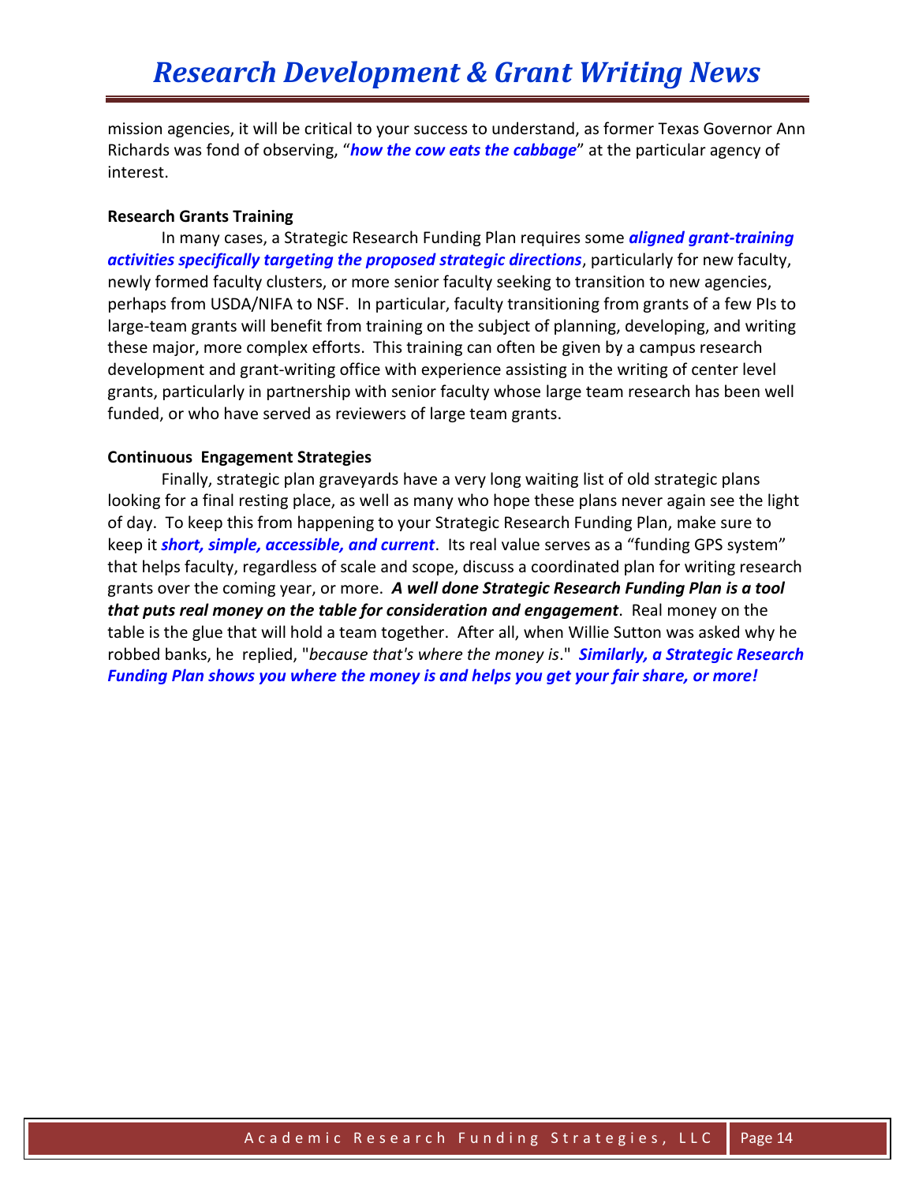mission agencies, it will be critical to your success to understand, as former Texas Governor Ann Richards was fond of observing, "***how the cow eats the cabbage***" at the particular agency of interest.

**Research Grants Training**

In many cases, a Strategic Research Funding Plan requires some ***aligned grant-training activities specifically targeting the proposed strategic directions***, particularly for new faculty, newly formed faculty clusters, or more senior faculty seeking to transition to new agencies, perhaps from USDA/NIFA to NSF. In particular, faculty transitioning from grants of a few PIs to large-team grants will benefit from training on the subject of planning, developing, and writing these major, more complex efforts. This training can often be given by a campus research development and grant-writing office with experience assisting in the writing of center level grants, particularly in partnership with senior faculty whose large team research has been well funded, or who have served as reviewers of large team grants.

**Continuous Engagement Strategies**

Finally, strategic plan graveyards have a very long waiting list of old strategic plans looking for a final resting place, as well as many who hope these plans never again see the light of day. To keep this from happening to your Strategic Research Funding Plan, make sure to keep it ***short, simple, accessible, and current***. Its real value serves as a "funding GPS system" that helps faculty, regardless of scale and scope, discuss a coordinated plan for writing research grants over the coming year, or more. ***A well done Strategic Research Funding Plan is a tool that puts real money on the table for consideration and engagement***. Real money on the table is the glue that will hold a team together. After all, when Willie Sutton was asked why he robbed banks, he replied, "*because that's where the money is*." ***Similarly, a Strategic Research Funding Plan shows you where the money is and helps you get your fair share, or more!***